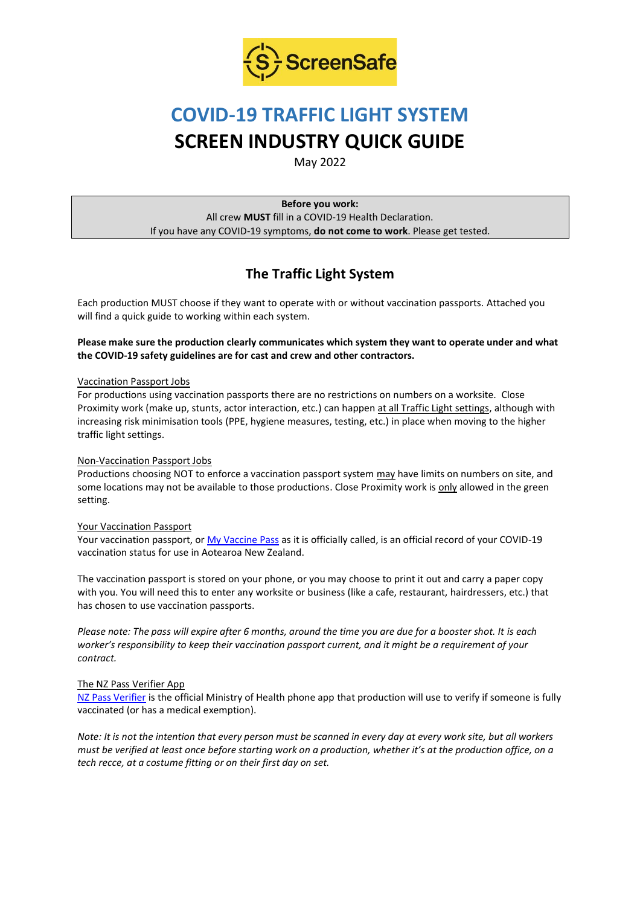ScreenSafe

# COVID-19 TRAFFIC LIGHT SYSTEM

# SCREEN INDUSTRY QUICK GUIDE

May 2022

> **Before you work:**
> All crew **MUST** fill in a COVID-19 Health Declaration.
> If you have any COVID-19 symptoms, **do not come to work**. Please get tested.

## The Traffic Light System

Each production MUST choose if they want to operate with or without vaccination passports. Attached you will find a quick guide to working within each system.

**Please make sure the production clearly communicates which system they want to operate under and what the COVID-19 safety guidelines are for cast and crew and other contractors.**

### Vaccination Passport Jobs

For productions using vaccination passports there are no restrictions on numbers on a worksite. Close Proximity work (make up, stunts, actor interaction, etc.) can happen at all Traffic Light settings, although with increasing risk minimisation tools (PPE, hygiene measures, testing, etc.) in place when moving to the higher traffic light settings.

### Non-Vaccination Passport Jobs

Productions choosing NOT to enforce a vaccination passport system may have limits on numbers on site, and some locations may not be available to those productions. Close Proximity work is only allowed in the green setting.

### Your Vaccination Passport

Your vaccination passport, or My Vaccine Pass as it is officially called, is an official record of your COVID-19 vaccination status for use in Aotearoa New Zealand.

The vaccination passport is stored on your phone, or you may choose to print it out and carry a paper copy with you. You will need this to enter any worksite or business (like a cafe, restaurant, hairdressers, etc.) that has chosen to use vaccination passports.

*Please note: The pass will expire after 6 months, around the time you are due for a booster shot. It is each worker's responsibility to keep their vaccination passport current, and it might be a requirement of your contract.*

### The NZ Pass Verifier App

NZ Pass Verifier is the official Ministry of Health phone app that production will use to verify if someone is fully vaccinated (or has a medical exemption).

*Note: It is not the intention that every person must be scanned in every day at every work site, but all workers must be verified at least once before starting work on a production, whether it's at the production office, on a tech recce, at a costume fitting or on their first day on set.*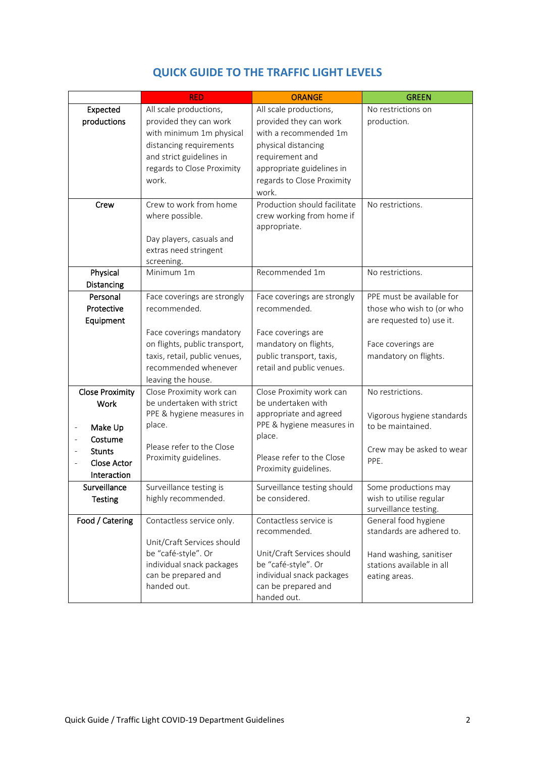## QUICK GUIDE TO THE TRAFFIC LIGHT LEVELS

| | RED | ORANGE | GREEN |
|---|---|---|---|
| **Expected productions** | All scale productions, provided they can work with minimum 1m physical distancing requirements and strict guidelines in regards to Close Proximity work. | All scale productions, provided they can work with a recommended 1m physical distancing requirement and appropriate guidelines in regards to Close Proximity work. | No restrictions on production. |
| **Crew** | Crew to work from home where possible.<br><br>Day players, casuals and extras need stringent screening. | Production should facilitate crew working from home if appropriate. | No restrictions. |
| **Physical Distancing** | Minimum 1m | Recommended 1m | No restrictions. |
| **Personal Protective Equipment** | Face coverings are strongly recommended.<br><br>Face coverings mandatory on flights, public transport, taxis, retail, public venues, recommended whenever leaving the house. | Face coverings are strongly recommended.<br><br>Face coverings are mandatory on flights, public transport, taxis, retail and public venues. | PPE must be available for those who wish to (or who are requested to) use it.<br><br>Face coverings are mandatory on flights. |
| **Close Proximity Work**<br><br>- **Make Up**<br>- **Costume**<br>- **Stunts**<br>- **Close Actor Interaction** | Close Proximity work can be undertaken with strict PPE & hygiene measures in place.<br><br>Please refer to the Close Proximity guidelines. | Close Proximity work can be undertaken with appropriate and agreed PPE & hygiene measures in place.<br><br>Please refer to the Close Proximity guidelines. | No restrictions.<br><br>Vigorous hygiene standards to be maintained.<br><br>Crew may be asked to wear PPE. |
| **Surveillance Testing** | Surveillance testing is highly recommended. | Surveillance testing should be considered. | Some productions may wish to utilise regular surveillance testing. |
| **Food / Catering** | Contactless service only.<br><br>Unit/Craft Services should be "café-style". Or individual snack packages can be prepared and handed out. | Contactless service is recommended.<br><br>Unit/Craft Services should be "café-style". Or individual snack packages can be prepared and handed out. | General food hygiene standards are adhered to.<br><br>Hand washing, sanitiser stations available in all eating areas. |